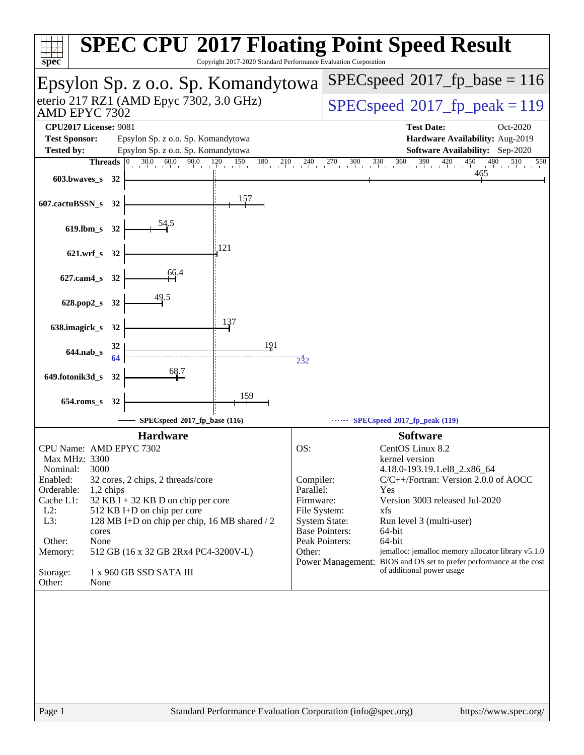# SPEC CPU 2017 Floating Point Speed Result

Copyright 2017-2020 Standard Performance Evaluation Corporation

## Epsylon Sp. z o.o. Sp. Komandytowa

eterio 217 RZ1 (AMD Epyc 7302, 3.0 GHz)
AMD EPYC 7302

SPECspeed 2017_fp_base = 116

SPECspeed 2017_fp_peak = 119

| | | | |
|---|---|---|---|
| **CPU2017 License:** | 9081 | **Test Date:** | Oct-2020 |
| **Test Sponsor:** | Epsylon Sp. z o.o. Sp. Komandytowa | **Hardware Availability:** | Aug-2019 |
| **Tested by:** | Epsylon Sp. z o.o. Sp. Komandytowa | **Software Availability:** | Sep-2020 |

| Benchmark | Threads | Base | Peak |
|---|---|---|---|
| 603.bwaves_s | 32 | 465 | |
| 607.cactuBSSN_s | 32 | 157 | |
| 619.lbm_s | 32 | 54.5 | |
| 621.wrf_s | 32 | 121 | |
| 627.cam4_s | 32 | 66.4 | |
| 628.pop2_s | 32 | 49.5 | |
| 638.imagick_s | 32 | 137 | |
| 644.nab_s | 32 (base), 64 (peak) | 191 | 232 |
| 649.fotonik3d_s | 32 | 68.7 | |
| 654.roms_s | 32 | 159 | |

SPECspeed 2017_fp_base (116) — SPECspeed 2017_fp_peak (119)

### Hardware

| | |
|---|---|
| CPU Name: | AMD EPYC 7302 |
| Max MHz: | 3300 |
| Nominal: | 3000 |
| Enabled: | 32 cores, 2 chips, 2 threads/core |
| Orderable: | 1,2 chips |
| Cache L1: | 32 KB I + 32 KB D on chip per core |
| L2: | 512 KB I+D on chip per core |
| L3: | 128 MB I+D on chip per chip, 16 MB shared / 2 cores |
| Other: | None |
| Memory: | 512 GB (16 x 32 GB 2Rx4 PC4-3200V-L) |
| Storage: | 1 x 960 GB SSD SATA III |
| Other: | None |

### Software

| | |
|---|---|
| OS: | CentOS Linux 8.2 kernel version 4.18.0-193.19.1.el8_2.x86_64 |
| Compiler: | C/C++/Fortran: Version 2.0.0 of AOCC |
| Parallel: | Yes |
| Firmware: | Version 3003 released Jul-2020 |
| File System: | xfs |
| System State: | Run level 3 (multi-user) |
| Base Pointers: | 64-bit |
| Peak Pointers: | 64-bit |
| Other: | jemalloc: jemalloc memory allocator library v5.1.0 |
| Power Management: | BIOS and OS set to prefer performance at the cost of additional power usage |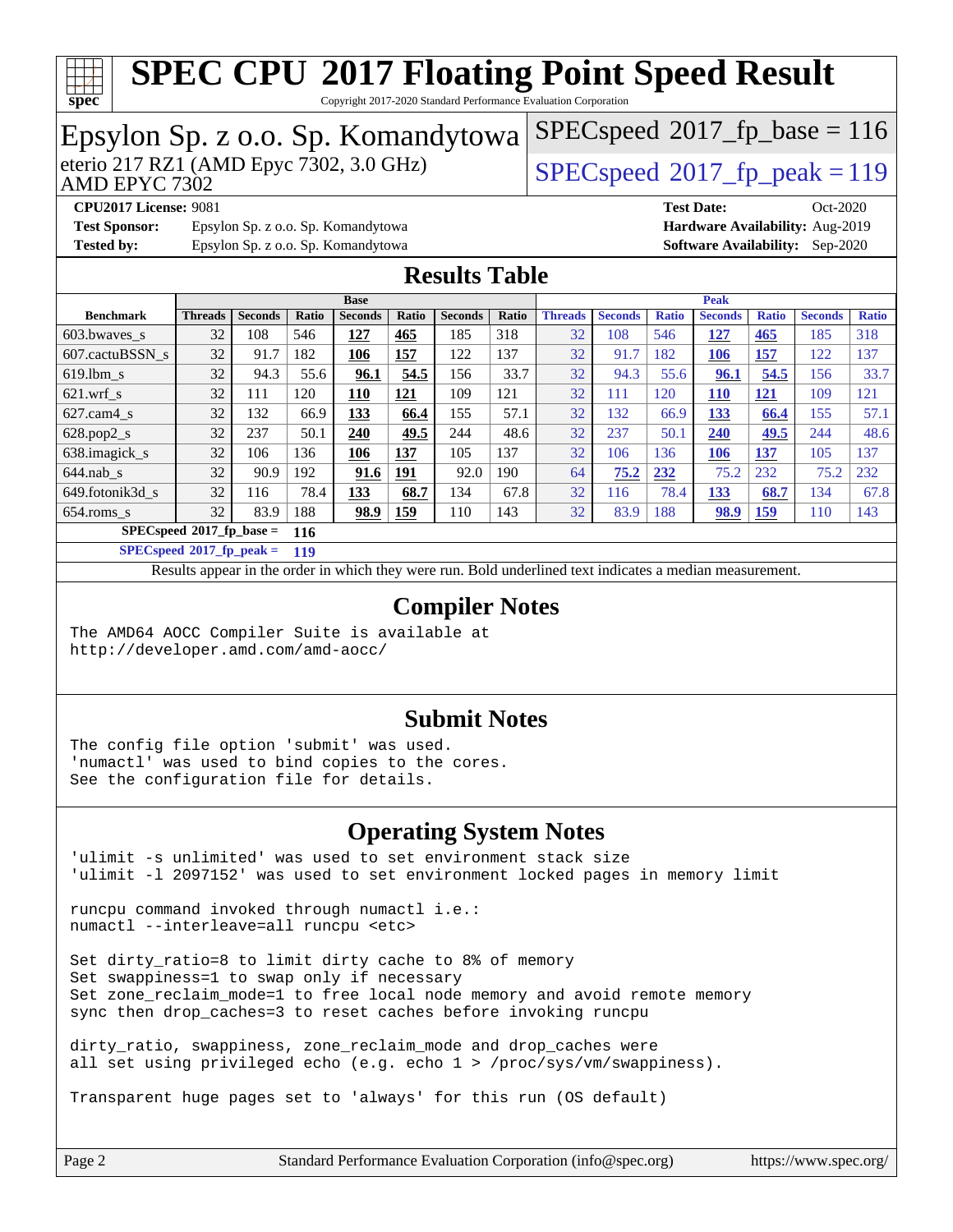# SPEC CPU 2017 Floating Point Speed Result

Copyright 2017-2020 Standard Performance Evaluation Corporation

## Epsylon Sp. z o.o. Sp. Komandytowa

eterio 217 RZ1 (AMD Epyc 7302, 3.0 GHz)
AMD EPYC 7302

SPECspeed 2017_fp_base = 116

SPECspeed 2017_fp_peak = 119

**CPU2017 License:** 9081
**Test Sponsor:** Epsylon Sp. z o.o. Sp. Komandytowa
**Tested by:** Epsylon Sp. z o.o. Sp. Komandytowa

**Test Date:** Oct-2020
**Hardware Availability:** Aug-2019
**Software Availability:** Sep-2020

## Results Table

| Benchmark | Base | | | | | | | Peak | | | | | | |
|---|---|---|---|---|---|---|---|---|---|---|---|---|---|---|
| | Threads | Seconds | Ratio | Seconds | Ratio | Seconds | Ratio | Threads | Seconds | Ratio | Seconds | Ratio | Seconds | Ratio |
| 603.bwaves_s | 32 | 108 | 546 | **127** | **465** | 185 | 318 | 32 | 108 | 546 | **127** | **465** | 185 | 318 |
| 607.cactuBSSN_s | 32 | 91.7 | 182 | **106** | **157** | 122 | 137 | 32 | 91.7 | 182 | **106** | **157** | 122 | 137 |
| 619.lbm_s | 32 | 94.3 | 55.6 | **96.1** | **54.5** | 156 | 33.7 | 32 | 94.3 | 55.6 | **96.1** | **54.5** | 156 | 33.7 |
| 621.wrf_s | 32 | 111 | 120 | **110** | **121** | 109 | 121 | 32 | 111 | 120 | **110** | **121** | 109 | 121 |
| 627.cam4_s | 32 | 132 | 66.9 | **133** | **66.4** | 155 | 57.1 | 32 | 132 | 66.9 | **133** | **66.4** | 155 | 57.1 |
| 628.pop2_s | 32 | 237 | 50.1 | **240** | **49.5** | 244 | 48.6 | 32 | 237 | 50.1 | **240** | **49.5** | 244 | 48.6 |
| 638.imagick_s | 32 | 106 | 136 | **106** | **137** | 105 | 137 | 32 | 106 | 136 | **106** | **137** | 105 | 137 |
| 644.nab_s | 32 | 90.9 | 192 | **91.6** | **191** | 92.0 | 190 | 64 | **75.2** | **232** | 75.2 | 232 | 75.2 | 232 |
| 649.fotonik3d_s | 32 | 116 | 78.4 | **133** | **68.7** | 134 | 67.8 | 32 | 116 | 78.4 | **133** | **68.7** | 134 | 67.8 |
| 654.roms_s | 32 | 83.9 | 188 | **98.9** | **159** | 110 | 143 | 32 | 83.9 | 188 | **98.9** | **159** | 110 | 143 |

**SPECspeed 2017_fp_base = 116**

**SPECspeed 2017_fp_peak = 119**

Results appear in the order in which they were run. Bold underlined text indicates a median measurement.

## Compiler Notes

```
The AMD64 AOCC Compiler Suite is available at
http://developer.amd.com/amd-aocc/
```

## Submit Notes

```
The config file option 'submit' was used.
'numactl' was used to bind copies to the cores.
See the configuration file for details.
```

## Operating System Notes

```
'ulimit -s unlimited' was used to set environment stack size
'ulimit -l 2097152' was used to set environment locked pages in memory limit

runcpu command invoked through numactl i.e.:
numactl --interleave=all runcpu <etc>

Set dirty_ratio=8 to limit dirty cache to 8% of memory
Set swappiness=1 to swap only if necessary
Set zone_reclaim_mode=1 to free local node memory and avoid remote memory
sync then drop_caches=3 to reset caches before invoking runcpu

dirty_ratio, swappiness, zone_reclaim_mode and drop_caches were
all set using privileged echo (e.g. echo 1 > /proc/sys/vm/swappiness).

Transparent huge pages set to 'always' for this run (OS default)
```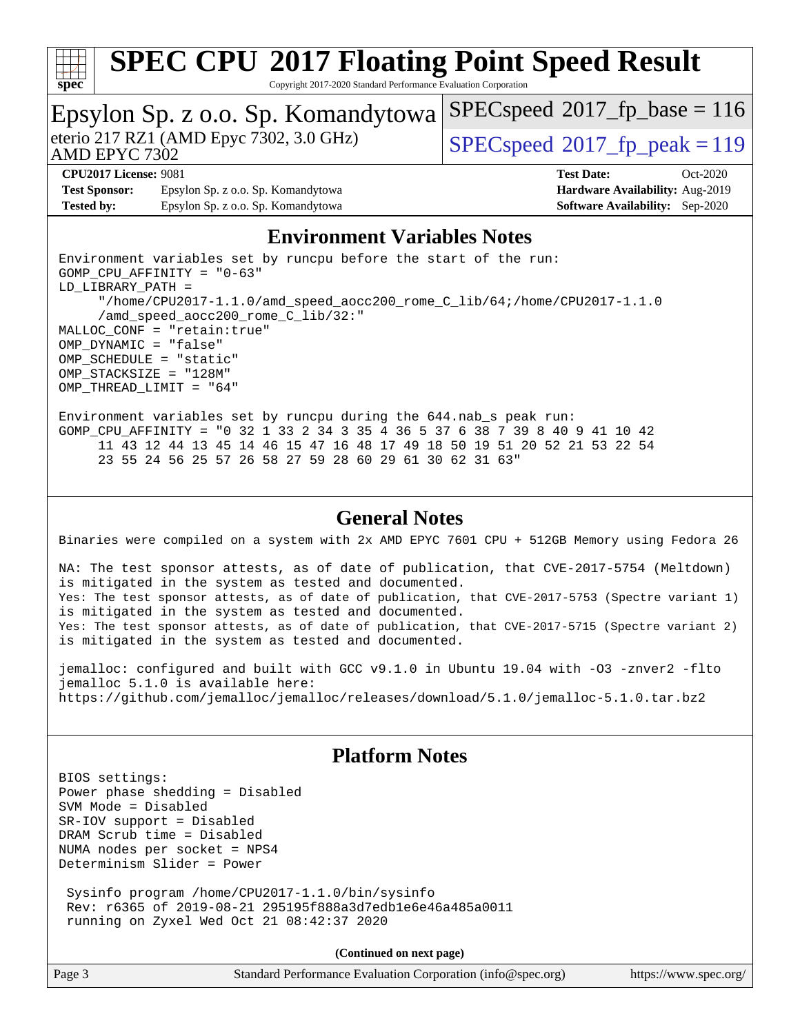# SPEC CPU 2017 Floating Point Speed Result

Copyright 2017-2020 Standard Performance Evaluation Corporation

## Epsylon Sp. z o.o. Sp. Komandytowa

eterio 217 RZ1 (AMD Epyc 7302, 3.0 GHz)
AMD EPYC 7302

SPECspeed 2017_fp_base = 116

SPECspeed 2017_fp_peak = 119

**CPU2017 License:** 9081
**Test Sponsor:** Epsylon Sp. z o.o. Sp. Komandytowa
**Tested by:** Epsylon Sp. z o.o. Sp. Komandytowa

**Test Date:** Oct-2020
**Hardware Availability:** Aug-2019
**Software Availability:** Sep-2020

## Environment Variables Notes

```
Environment variables set by runcpu before the start of the run:
GOMP_CPU_AFFINITY = "0-63"
LD_LIBRARY_PATH =
     "/home/CPU2017-1.1.0/amd_speed_aocc200_rome_C_lib/64;/home/CPU2017-1.1.0
     /amd_speed_aocc200_rome_C_lib/32:"
MALLOC_CONF = "retain:true"
OMP_DYNAMIC = "false"
OMP_SCHEDULE = "static"
OMP_STACKSIZE = "128M"
OMP_THREAD_LIMIT = "64"

Environment variables set by runcpu during the 644.nab_s peak run:
GOMP_CPU_AFFINITY = "0 32 1 33 2 34 3 35 4 36 5 37 6 38 7 39 8 40 9 41 10 42
     11 43 12 44 13 45 14 46 15 47 16 48 17 49 18 50 19 51 20 52 21 53 22 54
     23 55 24 56 25 57 26 58 27 59 28 60 29 61 30 62 31 63"
```

## General Notes

```
Binaries were compiled on a system with 2x AMD EPYC 7601 CPU + 512GB Memory using Fedora 26

NA: The test sponsor attests, as of date of publication, that CVE-2017-5754 (Meltdown)
is mitigated in the system as tested and documented.
Yes: The test sponsor attests, as of date of publication, that CVE-2017-5753 (Spectre variant 1)
is mitigated in the system as tested and documented.
Yes: The test sponsor attests, as of date of publication, that CVE-2017-5715 (Spectre variant 2)
is mitigated in the system as tested and documented.

jemalloc: configured and built with GCC v9.1.0 in Ubuntu 19.04 with -O3 -znver2 -flto
jemalloc 5.1.0 is available here:
https://github.com/jemalloc/jemalloc/releases/download/5.1.0/jemalloc-5.1.0.tar.bz2
```

## Platform Notes

```
BIOS settings:
Power phase shedding = Disabled
SVM Mode = Disabled
SR-IOV support = Disabled
DRAM Scrub time = Disabled
NUMA nodes per socket = NPS4
Determinism Slider = Power

 Sysinfo program /home/CPU2017-1.1.0/bin/sysinfo
 Rev: r6365 of 2019-08-21 295195f888a3d7edb1e6e46a485a0011
 running on Zyxel Wed Oct 21 08:42:37 2020
```

**(Continued on next page)**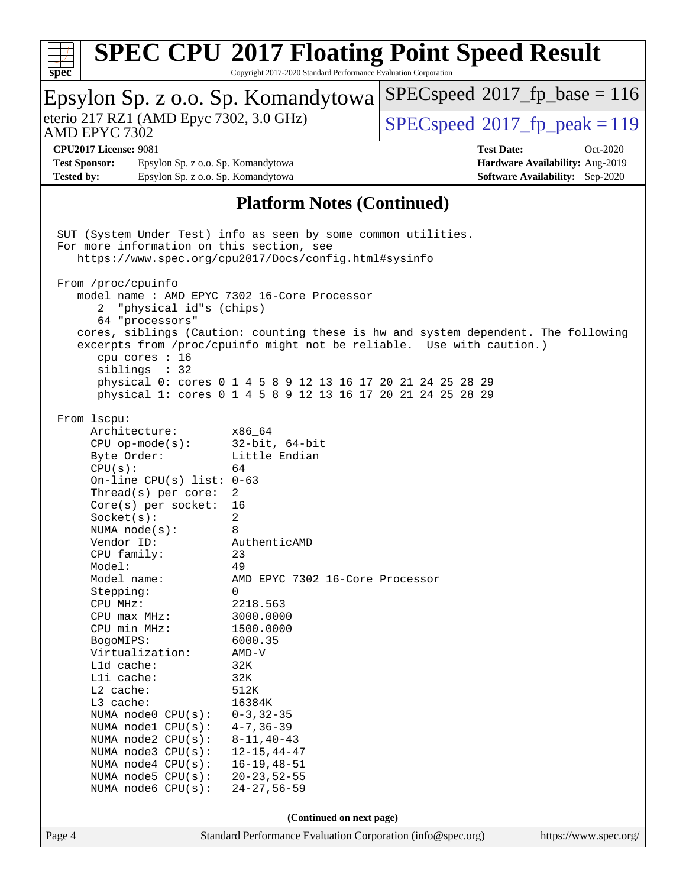## Platform Notes (Continued)

```
SUT (System Under Test) info as seen by some common utilities.
For more information on this section, see
   https://www.spec.org/cpu2017/Docs/config.html#sysinfo

From /proc/cpuinfo
   model name : AMD EPYC 7302 16-Core Processor
      2  "physical id"s (chips)
      64 "processors"
   cores, siblings (Caution: counting these is hw and system dependent. The following
   excerpts from /proc/cpuinfo might not be reliable.  Use with caution.)
      cpu cores : 16
      siblings  : 32
      physical 0: cores 0 1 4 5 8 9 12 13 16 17 20 21 24 25 28 29
      physical 1: cores 0 1 4 5 8 9 12 13 16 17 20 21 24 25 28 29

From lscpu:
     Architecture:          x86_64
     CPU op-mode(s):        32-bit, 64-bit
     Byte Order:            Little Endian
     CPU(s):                64
     On-line CPU(s) list: 0-63
     Thread(s) per core:  2
     Core(s) per socket:  16
     Socket(s):             2
     NUMA node(s):          8
     Vendor ID:             AuthenticAMD
     CPU family:            23
     Model:                 49
     Model name:            AMD EPYC 7302 16-Core Processor
     Stepping:              0
     CPU MHz:               2218.563
     CPU max MHz:           3000.0000
     CPU min MHz:           1500.0000
     BogoMIPS:              6000.35
     Virtualization:        AMD-V
     L1d cache:             32K
     L1i cache:             32K
     L2 cache:              512K
     L3 cache:              16384K
     NUMA node0 CPU(s):     0-3,32-35
     NUMA node1 CPU(s):     4-7,36-39
     NUMA node2 CPU(s):     8-11,40-43
     NUMA node3 CPU(s):     12-15,44-47
     NUMA node4 CPU(s):     16-19,48-51
     NUMA node5 CPU(s):     20-23,52-55
     NUMA node6 CPU(s):     24-27,56-59
```

**(Continued on next page)**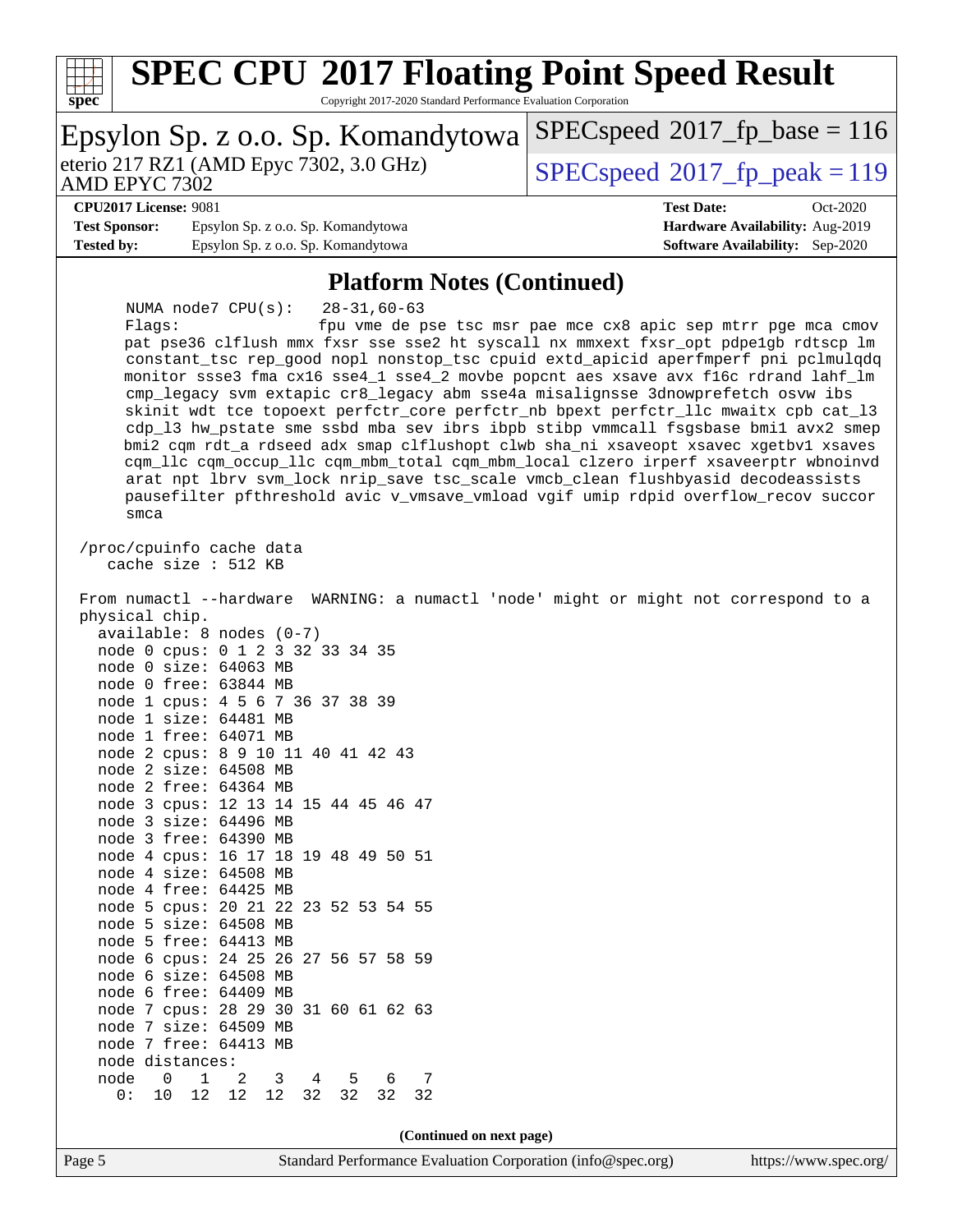## Platform Notes (Continued)

```
      NUMA node7 CPU(s):   28-31,60-63
      Flags:               fpu vme de pse tsc msr pae mce cx8 apic sep mtrr pge mca cmov
      pat pse36 clflush mmx fxsr sse sse2 ht syscall nx mmxext fxsr_opt pdpe1gb rdtscp lm
      constant_tsc rep_good nopl nonstop_tsc cpuid extd_apicid aperfmperf pni pclmulqdq
      monitor ssse3 fma cx16 sse4_1 sse4_2 movbe popcnt aes xsave avx f16c rdrand lahf_lm
      cmp_legacy svm extapic cr8_legacy abm sse4a misalignsse 3dnowprefetch osvw ibs
      skinit wdt tce topoext perfctr_core perfctr_nb bpext perfctr_llc mwaitx cpb cat_l3
      cdp_l3 hw_pstate sme ssbd mba sev ibrs ibpb stibp vmmcall fsgsbase bmi1 avx2 smep
      bmi2 cqm rdt_a rdseed adx smap clflushopt clwb sha_ni xsaveopt xsavec xgetbv1 xsaves
      cqm_llc cqm_occup_llc cqm_mbm_total cqm_mbm_local clzero irperf xsaveerptr wbnoinvd
      arat npt lbrv svm_lock nrip_save tsc_scale vmcb_clean flushbyasid decodeassists
      pausefilter pfthreshold avic v_vmsave_vmload vgif umip rdpid overflow_recov succor
      smca

 /proc/cpuinfo cache data
    cache size : 512 KB

 From numactl --hardware  WARNING: a numactl 'node' might or might not correspond to a
 physical chip.
   available: 8 nodes (0-7)
   node 0 cpus: 0 1 2 3 32 33 34 35
   node 0 size: 64063 MB
   node 0 free: 63844 MB
   node 1 cpus: 4 5 6 7 36 37 38 39
   node 1 size: 64481 MB
   node 1 free: 64071 MB
   node 2 cpus: 8 9 10 11 40 41 42 43
   node 2 size: 64508 MB
   node 2 free: 64364 MB
   node 3 cpus: 12 13 14 15 44 45 46 47
   node 3 size: 64496 MB
   node 3 free: 64390 MB
   node 4 cpus: 16 17 18 19 48 49 50 51
   node 4 size: 64508 MB
   node 4 free: 64425 MB
   node 5 cpus: 20 21 22 23 52 53 54 55
   node 5 size: 64508 MB
   node 5 free: 64413 MB
   node 6 cpus: 24 25 26 27 56 57 58 59
   node 6 size: 64508 MB
   node 6 free: 64409 MB
   node 7 cpus: 28 29 30 31 60 61 62 63
   node 7 size: 64509 MB
   node 7 free: 64413 MB
   node distances:
   node   0   1   2   3   4   5   6   7
     0:  10  12  12  12  32  32  32  32
```

**(Continued on next page)**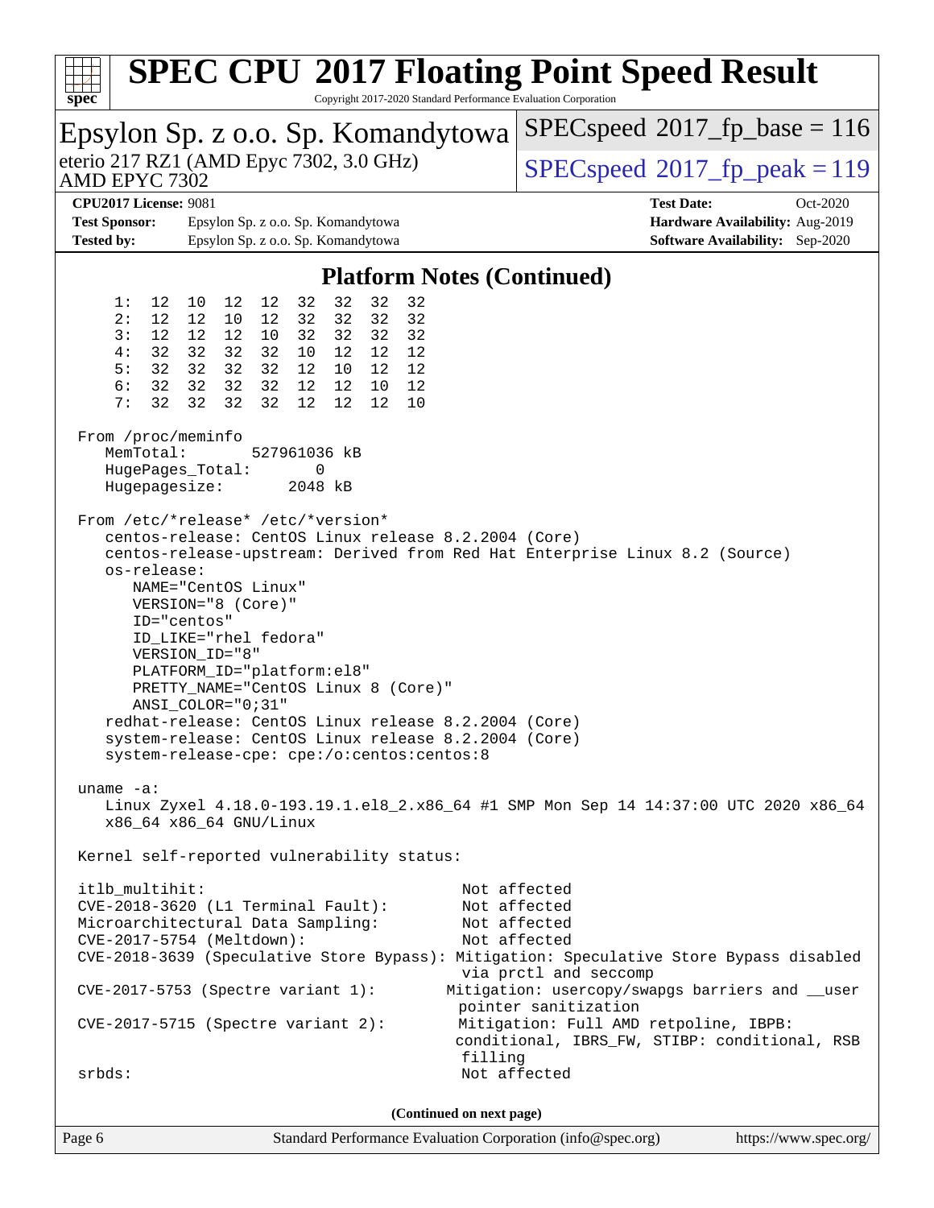# SPEC CPU 2017 Floating Point Speed Result

Copyright 2017-2020 Standard Performance Evaluation Corporation

**Epsylon Sp. z o.o. Sp. Komandytowa**

eterio 217 RZ1 (AMD Epyc 7302, 3.0 GHz)
AMD EPYC 7302

SPECspeed 2017_fp_base = 116

SPECspeed 2017_fp_peak = 119

**CPU2017 License:** 9081
**Test Sponsor:** Epsylon Sp. z o.o. Sp. Komandytowa
**Tested by:** Epsylon Sp. z o.o. Sp. Komandytowa

**Test Date:** Oct-2020
**Hardware Availability:** Aug-2019
**Software Availability:** Sep-2020

## Platform Notes (Continued)

```
     1:  12  10  12  12  32  32  32  32
     2:  12  12  10  12  32  32  32  32
     3:  12  12  12  10  32  32  32  32
     4:  32  32  32  32  10  12  12  12
     5:  32  32  32  32  12  10  12  12
     6:  32  32  32  32  12  12  10  12
     7:  32  32  32  32  12  12  12  10

 From /proc/meminfo
    MemTotal:       527961036 kB
    HugePages_Total:        0
    Hugepagesize:        2048 kB

 From /etc/*release* /etc/*version*
    centos-release: CentOS Linux release 8.2.2004 (Core)
    centos-release-upstream: Derived from Red Hat Enterprise Linux 8.2 (Source)
    os-release:
       NAME="CentOS Linux"
       VERSION="8 (Core)"
       ID="centos"
       ID_LIKE="rhel fedora"
       VERSION_ID="8"
       PLATFORM_ID="platform:el8"
       PRETTY_NAME="CentOS Linux 8 (Core)"
       ANSI_COLOR="0;31"
    redhat-release: CentOS Linux release 8.2.2004 (Core)
    system-release: CentOS Linux release 8.2.2004 (Core)
    system-release-cpe: cpe:/o:centos:centos:8

 uname -a:
    Linux Zyxel 4.18.0-193.19.1.el8_2.x86_64 #1 SMP Mon Sep 14 14:37:00 UTC 2020 x86_64
    x86_64 x86_64 GNU/Linux

 Kernel self-reported vulnerability status:

 itlb_multihit:                                         Not affected
 CVE-2018-3620 (L1 Terminal Fault):                     Not affected
 Microarchitectural Data Sampling:                      Not affected
 CVE-2017-5754 (Meltdown):                              Not affected
 CVE-2018-3639 (Speculative Store Bypass): Mitigation: Speculative Store Bypass disabled
                                                        via prctl and seccomp
 CVE-2017-5753 (Spectre variant 1):                   Mitigation: usercopy/swapgs barriers and __user
                                                        pointer sanitization
 CVE-2017-5715 (Spectre variant 2):                     Mitigation: Full AMD retpoline, IBPB:
                                                        conditional, IBRS_FW, STIBP: conditional, RSB
                                                        filling
 srbds:                                                 Not affected
```

(Continued on next page)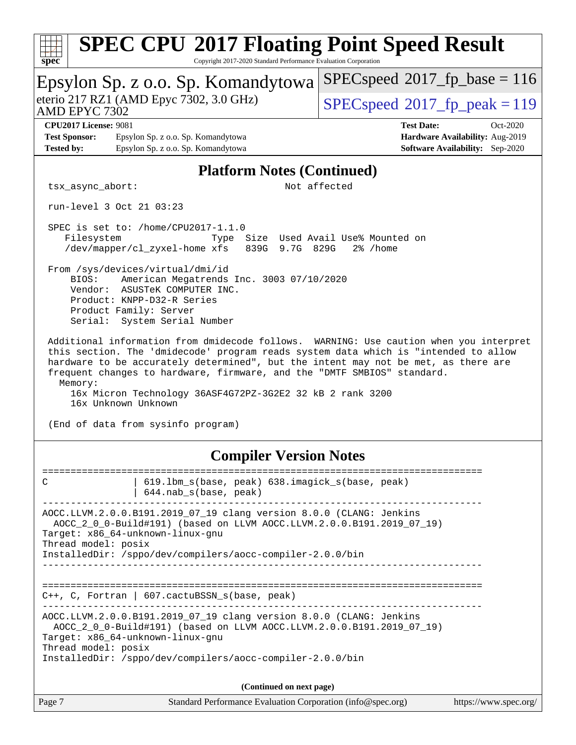## Platform Notes (Continued)

```
tsx_async_abort:                              Not affected

run-level 3 Oct 21 03:23

SPEC is set to: /home/CPU2017-1.1.0
   Filesystem              Type  Size  Used Avail Use% Mounted on
   /dev/mapper/cl_zyxel-home xfs   839G  9.7G  829G   2% /home

From /sys/devices/virtual/dmi/id
    BIOS:    American Megatrends Inc. 3003 07/10/2020
    Vendor:  ASUSTeK COMPUTER INC.
    Product: KNPP-D32-R Series
    Product Family: Server
    Serial:  System Serial Number

Additional information from dmidecode follows.  WARNING: Use caution when you interpret
this section. The 'dmidecode' program reads system data which is "intended to allow
hardware to be accurately determined", but the intent may not be met, as there are
frequent changes to hardware, firmware, and the "DMTF SMBIOS" standard.
  Memory:
    16x Micron Technology 36ASF4G72PZ-3G2E2 32 kB 2 rank 3200
    16x Unknown Unknown

(End of data from sysinfo program)
```

## Compiler Version Notes

```
==============================================================================
C               | 619.lbm_s(base, peak) 638.imagick_s(base, peak)
                | 644.nab_s(base, peak)
------------------------------------------------------------------------------
AOCC.LLVM.2.0.0.B191.2019_07_19 clang version 8.0.0 (CLANG: Jenkins
  AOCC_2_0_0-Build#191) (based on LLVM AOCC.LLVM.2.0.0.B191.2019_07_19)
Target: x86_64-unknown-linux-gnu
Thread model: posix
InstalledDir: /sppo/dev/compilers/aocc-compiler-2.0.0/bin
------------------------------------------------------------------------------

==============================================================================
C++, C, Fortran | 607.cactuBSSN_s(base, peak)
------------------------------------------------------------------------------
AOCC.LLVM.2.0.0.B191.2019_07_19 clang version 8.0.0 (CLANG: Jenkins
  AOCC_2_0_0-Build#191) (based on LLVM AOCC.LLVM.2.0.0.B191.2019_07_19)
Target: x86_64-unknown-linux-gnu
Thread model: posix
InstalledDir: /sppo/dev/compilers/aocc-compiler-2.0.0/bin
```

(Continued on next page)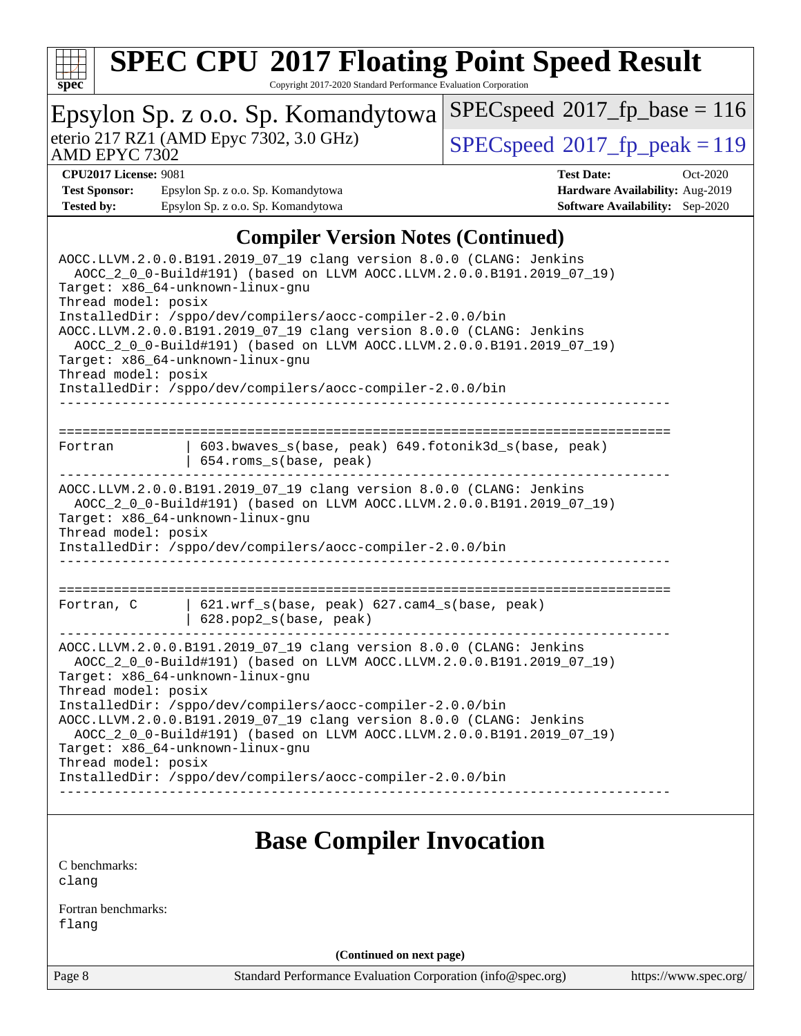## Compiler Version Notes (Continued)

```
AOCC.LLVM.2.0.0.B191.2019_07_19 clang version 8.0.0 (CLANG: Jenkins
  AOCC_2_0_0-Build#191) (based on LLVM AOCC.LLVM.2.0.0.B191.2019_07_19)
Target: x86_64-unknown-linux-gnu
Thread model: posix
InstalledDir: /sppo/dev/compilers/aocc-compiler-2.0.0/bin
AOCC.LLVM.2.0.0.B191.2019_07_19 clang version 8.0.0 (CLANG: Jenkins
  AOCC_2_0_0-Build#191) (based on LLVM AOCC.LLVM.2.0.0.B191.2019_07_19)
Target: x86_64-unknown-linux-gnu
Thread model: posix
InstalledDir: /sppo/dev/compilers/aocc-compiler-2.0.0/bin
------------------------------------------------------------------------------

==============================================================================
Fortran          | 603.bwaves_s(base, peak) 649.fotonik3d_s(base, peak)
                 | 654.roms_s(base, peak)
------------------------------------------------------------------------------
AOCC.LLVM.2.0.0.B191.2019_07_19 clang version 8.0.0 (CLANG: Jenkins
  AOCC_2_0_0-Build#191) (based on LLVM AOCC.LLVM.2.0.0.B191.2019_07_19)
Target: x86_64-unknown-linux-gnu
Thread model: posix
InstalledDir: /sppo/dev/compilers/aocc-compiler-2.0.0/bin
------------------------------------------------------------------------------

==============================================================================
Fortran, C       | 621.wrf_s(base, peak) 627.cam4_s(base, peak)
                 | 628.pop2_s(base, peak)
------------------------------------------------------------------------------
AOCC.LLVM.2.0.0.B191.2019_07_19 clang version 8.0.0 (CLANG: Jenkins
  AOCC_2_0_0-Build#191) (based on LLVM AOCC.LLVM.2.0.0.B191.2019_07_19)
Target: x86_64-unknown-linux-gnu
Thread model: posix
InstalledDir: /sppo/dev/compilers/aocc-compiler-2.0.0/bin
AOCC.LLVM.2.0.0.B191.2019_07_19 clang version 8.0.0 (CLANG: Jenkins
  AOCC_2_0_0-Build#191) (based on LLVM AOCC.LLVM.2.0.0.B191.2019_07_19)
Target: x86_64-unknown-linux-gnu
Thread model: posix
InstalledDir: /sppo/dev/compilers/aocc-compiler-2.0.0/bin
------------------------------------------------------------------------------
```

## Base Compiler Invocation

C benchmarks:
`clang`

Fortran benchmarks:
`flang`

**(Continued on next page)**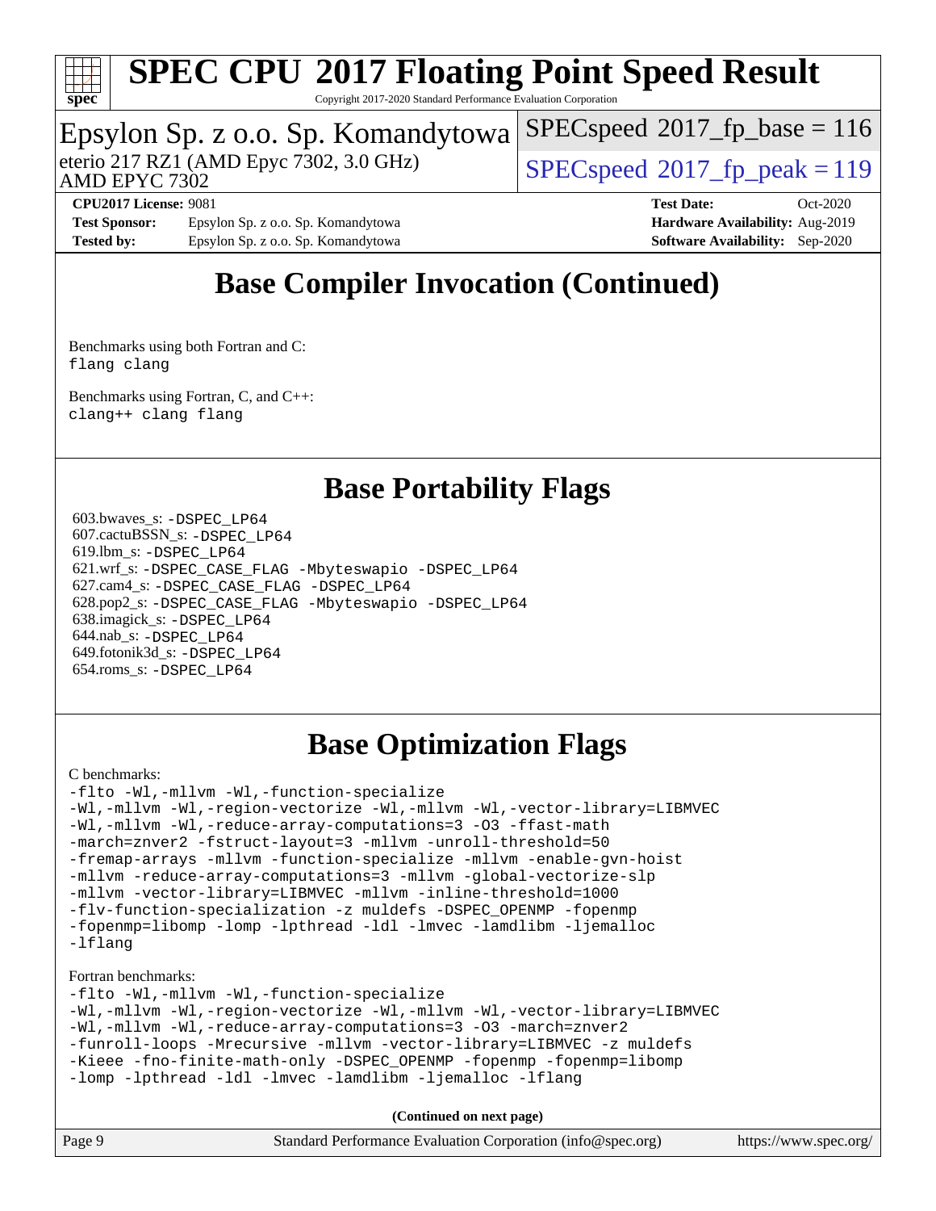# SPEC CPU 2017 Floating Point Speed Result

Copyright 2017-2020 Standard Performance Evaluation Corporation

**Epsylon Sp. z o.o. Sp. Komandytowa**
eterio 217 RZ1 (AMD Epyc 7302, 3.0 GHz)
AMD EPYC 7302

SPECspeed 2017_fp_base = 116
SPECspeed 2017_fp_peak = 119

**CPU2017 License:** 9081
**Test Sponsor:** Epsylon Sp. z o.o. Sp. Komandytowa
**Tested by:** Epsylon Sp. z o.o. Sp. Komandytowa
**Test Date:** Oct-2020
**Hardware Availability:** Aug-2019
**Software Availability:** Sep-2020

## Base Compiler Invocation (Continued)

Benchmarks using both Fortran and C:
```
flang clang
```

Benchmarks using Fortran, C, and C++:
```
clang++ clang flang
```

## Base Portability Flags

603.bwaves_s: `-DSPEC_LP64`
607.cactuBSSN_s: `-DSPEC_LP64`
619.lbm_s: `-DSPEC_LP64`
621.wrf_s: `-DSPEC_CASE_FLAG -Mbyteswapio -DSPEC_LP64`
627.cam4_s: `-DSPEC_CASE_FLAG -DSPEC_LP64`
628.pop2_s: `-DSPEC_CASE_FLAG -Mbyteswapio -DSPEC_LP64`
638.imagick_s: `-DSPEC_LP64`
644.nab_s: `-DSPEC_LP64`
649.fotonik3d_s: `-DSPEC_LP64`
654.roms_s: `-DSPEC_LP64`

## Base Optimization Flags

C benchmarks:
```
-flto -Wl,-mllvm -Wl,-function-specialize
-Wl,-mllvm -Wl,-region-vectorize -Wl,-mllvm -Wl,-vector-library=LIBMVEC
-Wl,-mllvm -Wl,-reduce-array-computations=3 -O3 -ffast-math
-march=znver2 -fstruct-layout=3 -mllvm -unroll-threshold=50
-fremap-arrays -mllvm -function-specialize -mllvm -enable-gvn-hoist
-mllvm -reduce-array-computations=3 -mllvm -global-vectorize-slp
-mllvm -vector-library=LIBMVEC -mllvm -inline-threshold=1000
-flv-function-specialization -z muldefs -DSPEC_OPENMP -fopenmp
-fopenmp=libomp -lomp -lpthread -ldl -lmvec -lamdlibm -ljemalloc
-lflang
```

Fortran benchmarks:
```
-flto -Wl,-mllvm -Wl,-function-specialize
-Wl,-mllvm -Wl,-region-vectorize -Wl,-mllvm -Wl,-vector-library=LIBMVEC
-Wl,-mllvm -Wl,-reduce-array-computations=3 -O3 -march=znver2
-funroll-loops -Mrecursive -mllvm -vector-library=LIBMVEC -z muldefs
-Kieee -fno-finite-math-only -DSPEC_OPENMP -fopenmp -fopenmp=libomp
-lomp -lpthread -ldl -lmvec -lamdlibm -ljemalloc -lflang
```

**(Continued on next page)**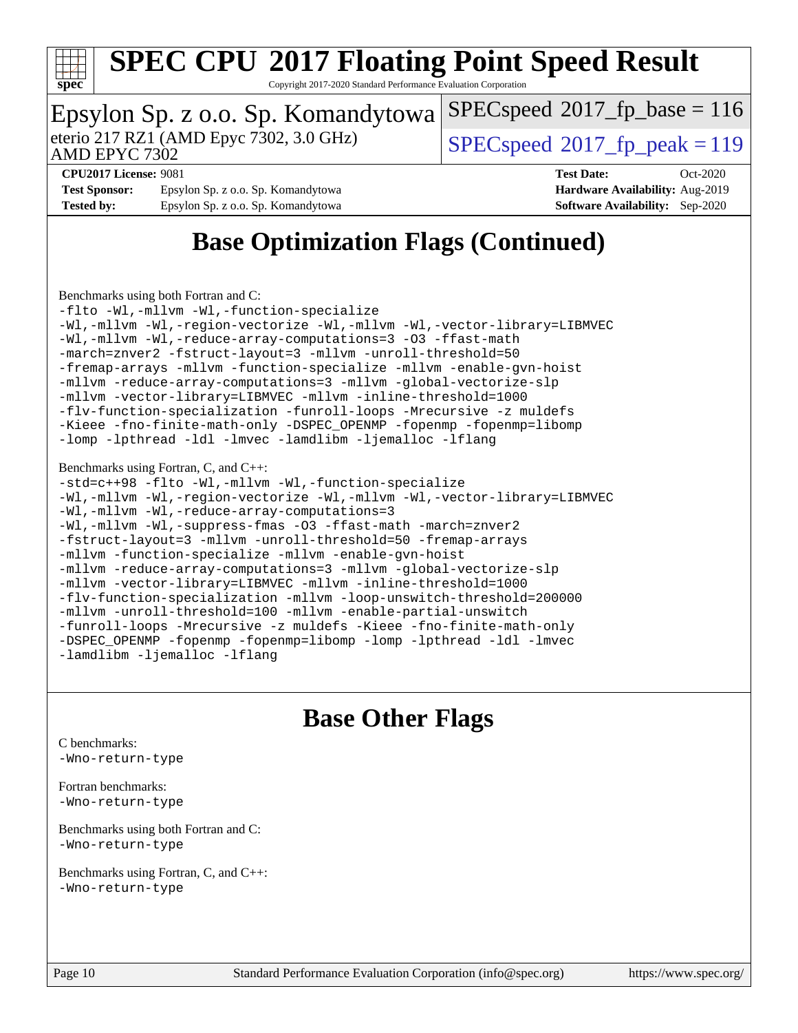# SPEC CPU 2017 Floating Point Speed Result

Copyright 2017-2020 Standard Performance Evaluation Corporation

## Epsylon Sp. z o.o. Sp. Komandytowa

eterio 217 RZ1 (AMD Epyc 7302, 3.0 GHz)
AMD EPYC 7302

SPECspeed 2017_fp_base = 116
SPECspeed 2017_fp_peak = 119

**CPU2017 License:** 9081
**Test Sponsor:** Epsylon Sp. z o.o. Sp. Komandytowa
**Tested by:** Epsylon Sp. z o.o. Sp. Komandytowa

**Test Date:** Oct-2020
**Hardware Availability:** Aug-2019
**Software Availability:** Sep-2020

## Base Optimization Flags (Continued)

Benchmarks using both Fortran and C:

```
-flto -Wl,-mllvm -Wl,-function-specialize
-Wl,-mllvm -Wl,-region-vectorize -Wl,-mllvm -Wl,-vector-library=LIBMVEC
-Wl,-mllvm -Wl,-reduce-array-computations=3 -O3 -ffast-math
-march=znver2 -fstruct-layout=3 -mllvm -unroll-threshold=50
-fremap-arrays -mllvm -function-specialize -mllvm -enable-gvn-hoist
-mllvm -reduce-array-computations=3 -mllvm -global-vectorize-slp
-mllvm -vector-library=LIBMVEC -mllvm -inline-threshold=1000
-flv-function-specialization -funroll-loops -Mrecursive -z muldefs
-Kieee -fno-finite-math-only -DSPEC_OPENMP -fopenmp -fopenmp=libomp
-lomp -lpthread -ldl -lmvec -lamdlibm -ljemalloc -lflang
```

Benchmarks using Fortran, C, and C++:

```
-std=c++98 -flto -Wl,-mllvm -Wl,-function-specialize
-Wl,-mllvm -Wl,-region-vectorize -Wl,-mllvm -Wl,-vector-library=LIBMVEC
-Wl,-mllvm -Wl,-reduce-array-computations=3
-Wl,-mllvm -Wl,-suppress-fmas -O3 -ffast-math -march=znver2
-fstruct-layout=3 -mllvm -unroll-threshold=50 -fremap-arrays
-mllvm -function-specialize -mllvm -enable-gvn-hoist
-mllvm -reduce-array-computations=3 -mllvm -global-vectorize-slp
-mllvm -vector-library=LIBMVEC -mllvm -inline-threshold=1000
-flv-function-specialization -mllvm -loop-unswitch-threshold=200000
-mllvm -unroll-threshold=100 -mllvm -enable-partial-unswitch
-funroll-loops -Mrecursive -z muldefs -Kieee -fno-finite-math-only
-DSPEC_OPENMP -fopenmp -fopenmp=libomp -lomp -lpthread -ldl -lmvec
-lamdlibm -ljemalloc -lflang
```

## Base Other Flags

C benchmarks:
```
-Wno-return-type
```

Fortran benchmarks:
```
-Wno-return-type
```

Benchmarks using both Fortran and C:
```
-Wno-return-type
```

Benchmarks using Fortran, C, and C++:
```
-Wno-return-type
```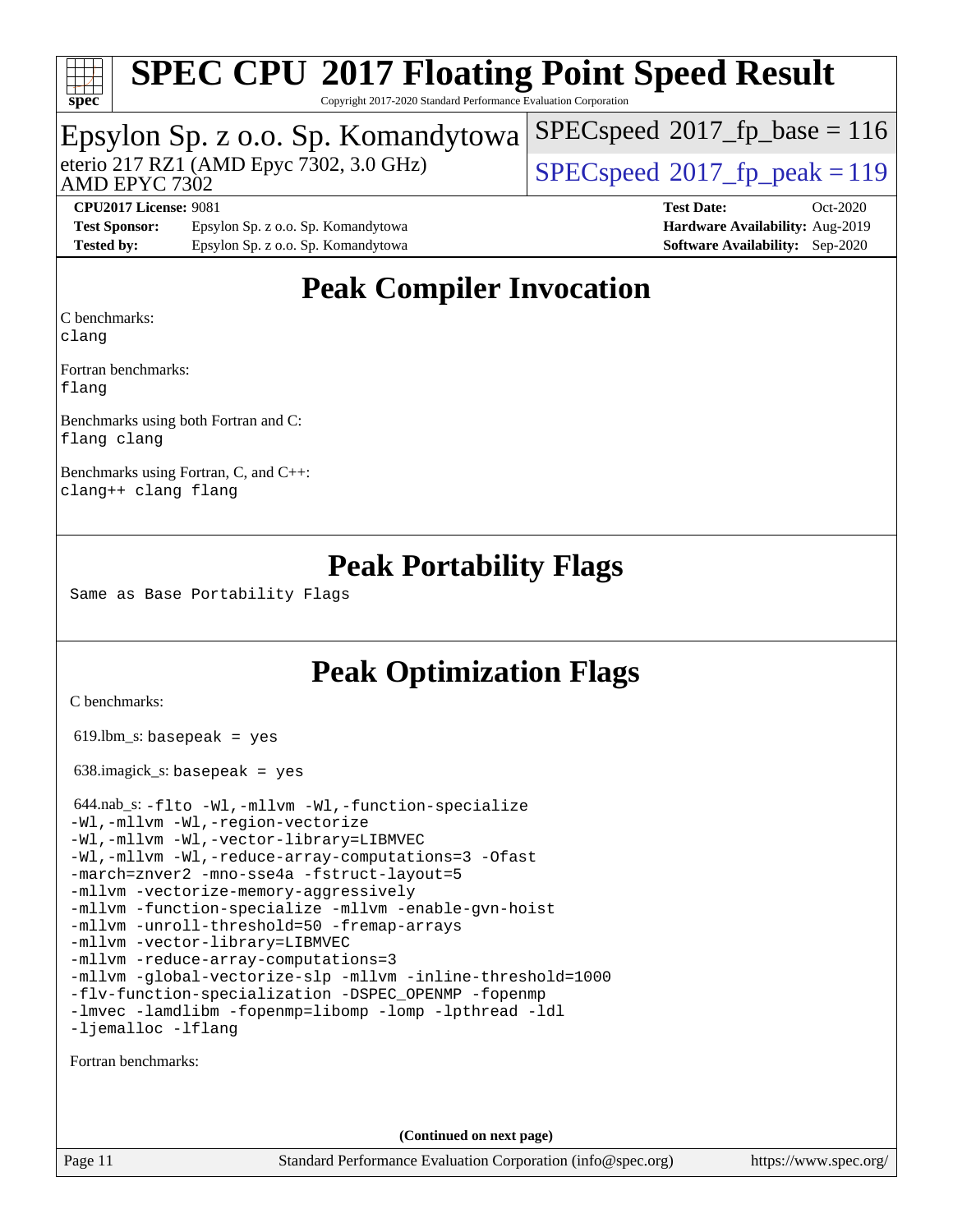# SPEC CPU 2017 Floating Point Speed Result

Copyright 2017-2020 Standard Performance Evaluation Corporation

## Epsylon Sp. z o.o. Sp. Komandytowa

eterio 217 RZ1 (AMD Epyc 7302, 3.0 GHz)
AMD EPYC 7302

SPECspeed 2017_fp_base = 116

SPECspeed 2017_fp_peak = 119

**CPU2017 License:** 9081
**Test Sponsor:** Epsylon Sp. z o.o. Sp. Komandytowa
**Tested by:** Epsylon Sp. z o.o. Sp. Komandytowa

**Test Date:** Oct-2020
**Hardware Availability:** Aug-2019
**Software Availability:** Sep-2020

## Peak Compiler Invocation

C benchmarks:
`clang`

Fortran benchmarks:
`flang`

Benchmarks using both Fortran and C:
`flang clang`

Benchmarks using Fortran, C, and C++:
`clang++ clang flang`

## Peak Portability Flags

Same as Base Portability Flags

## Peak Optimization Flags

C benchmarks:

619.lbm_s: `basepeak = yes`

638.imagick_s: `basepeak = yes`

644.nab_s:
```
-flto -Wl,-mllvm -Wl,-function-specialize
-Wl,-mllvm -Wl,-region-vectorize
-Wl,-mllvm -Wl,-vector-library=LIBMVEC
-Wl,-mllvm -Wl,-reduce-array-computations=3 -Ofast
-march=znver2 -mno-sse4a -fstruct-layout=5
-mllvm -vectorize-memory-aggressively
-mllvm -function-specialize -mllvm -enable-gvn-hoist
-mllvm -unroll-threshold=50 -fremap-arrays
-mllvm -vector-library=LIBMVEC
-mllvm -reduce-array-computations=3
-mllvm -global-vectorize-slp -mllvm -inline-threshold=1000
-flv-function-specialization -DSPEC_OPENMP -fopenmp
-lmvec -lamdlibm -fopenmp=libomp -lomp -lpthread -ldl
-ljemalloc -lflang
```

Fortran benchmarks:

**(Continued on next page)**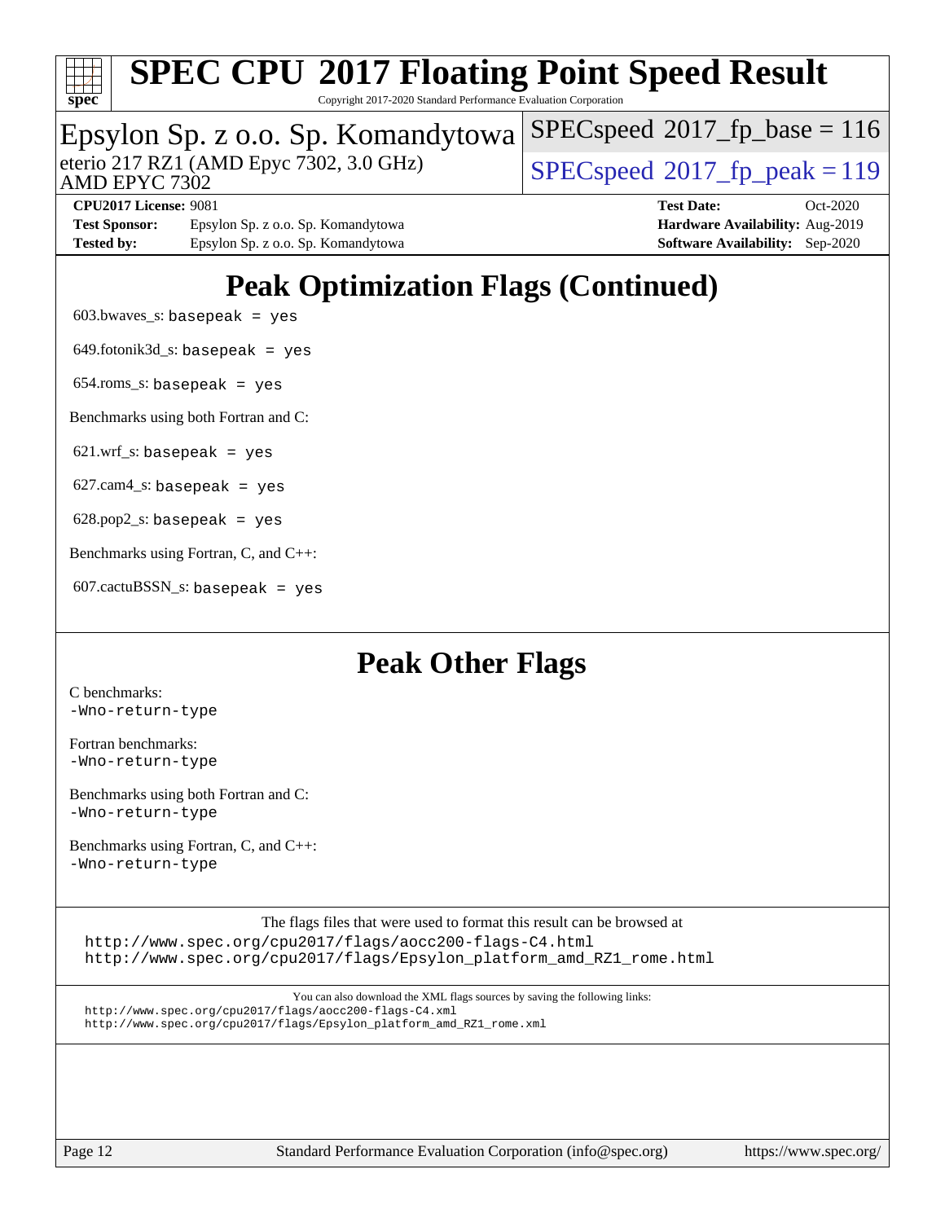# Epsylon Sp. z o.o. Sp. Komandytowa

eterio 217 RZ1 (AMD Epyc 7302, 3.0 GHz)
AMD EPYC 7302

SPECspeed 2017_fp_base = 116

SPECspeed 2017_fp_peak = 119

**CPU2017 License:** 9081
**Test Sponsor:** Epsylon Sp. z o.o. Sp. Komandytowa
**Tested by:** Epsylon Sp. z o.o. Sp. Komandytowa

**Test Date:** Oct-2020
**Hardware Availability:** Aug-2019
**Software Availability:** Sep-2020

## Peak Optimization Flags (Continued)

603.bwaves_s: `basepeak = yes`

649.fotonik3d_s: `basepeak = yes`

654.roms_s: `basepeak = yes`

Benchmarks using both Fortran and C:

621.wrf_s: `basepeak = yes`

627.cam4_s: `basepeak = yes`

628.pop2_s: `basepeak = yes`

Benchmarks using Fortran, C, and C++:

607.cactuBSSN_s: `basepeak = yes`

## Peak Other Flags

C benchmarks:
`-Wno-return-type`

Fortran benchmarks:
`-Wno-return-type`

Benchmarks using both Fortran and C:
`-Wno-return-type`

Benchmarks using Fortran, C, and C++:
`-Wno-return-type`

The flags files that were used to format this result can be browsed at
http://www.spec.org/cpu2017/flags/aocc200-flags-C4.html
http://www.spec.org/cpu2017/flags/Epsylon_platform_amd_RZ1_rome.html

You can also download the XML flags sources by saving the following links:
http://www.spec.org/cpu2017/flags/aocc200-flags-C4.xml
http://www.spec.org/cpu2017/flags/Epsylon_platform_amd_RZ1_rome.xml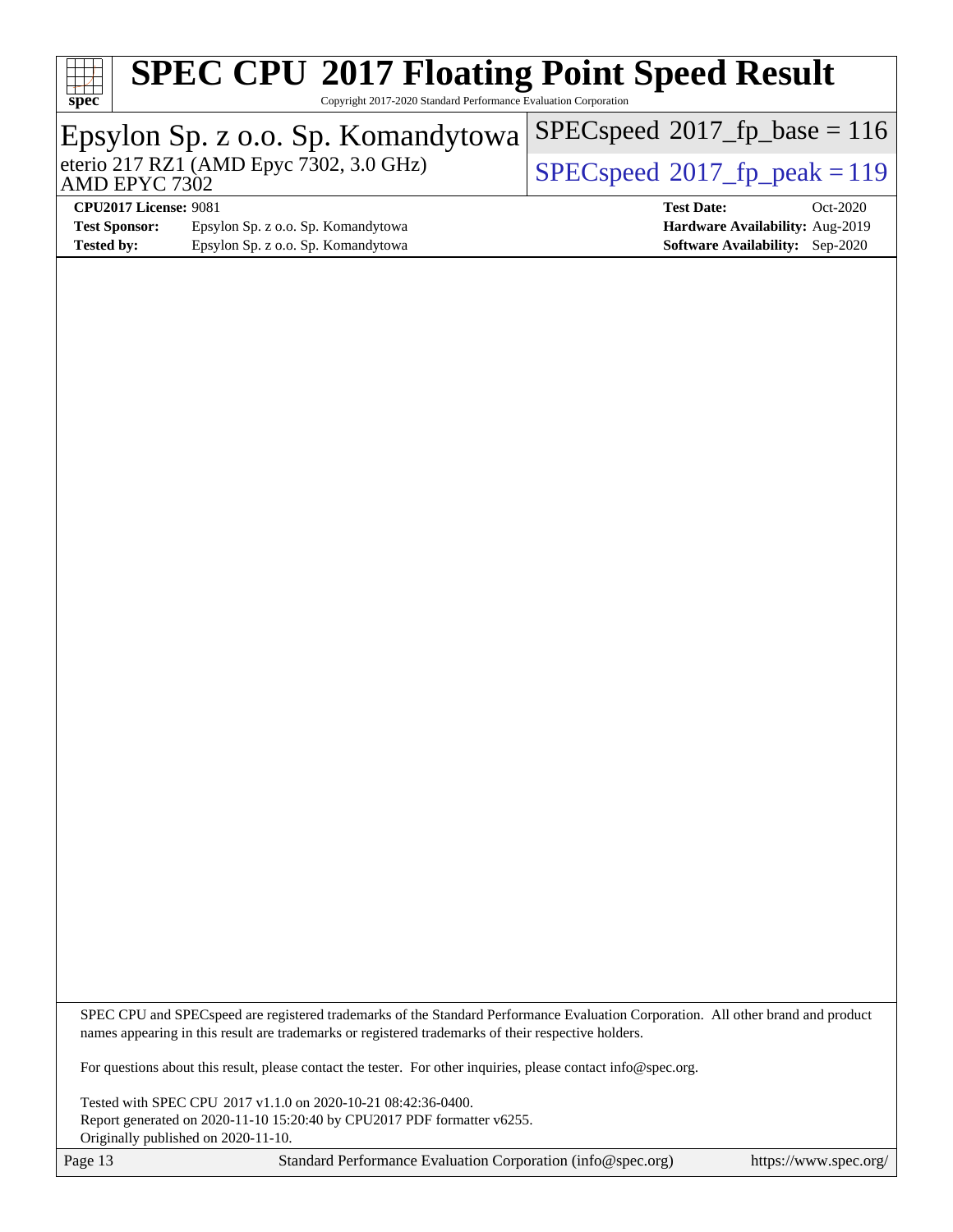SPEC CPU and SPECspeed are registered trademarks of the Standard Performance Evaluation Corporation. All other brand and product names appearing in this result are trademarks or registered trademarks of their respective holders.

For questions about this result, please contact the tester. For other inquiries, please contact info@spec.org.

Tested with SPEC CPU 2017 v1.1.0 on 2020-10-21 08:42:36-0400.
Report generated on 2020-11-10 15:20:40 by CPU2017 PDF formatter v6255.
Originally published on 2020-11-10.